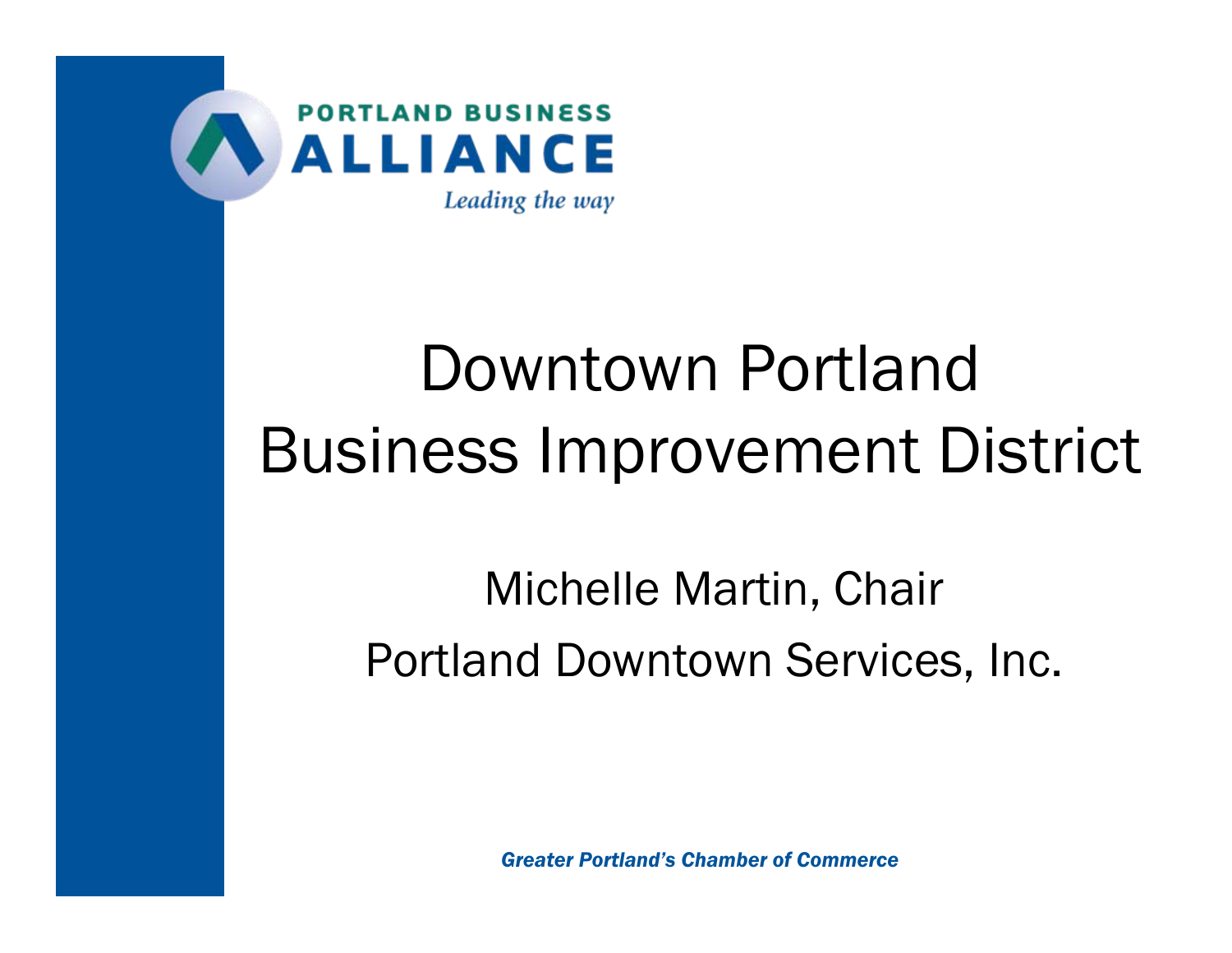PORTLAND BUSINESS
**ALLIANCE**
*Leading the way*

# Downtown Portland Business Improvement District

Michelle Martin, Chair

Portland Downtown Services, Inc.

***Greater Portland's Chamber of Commerce***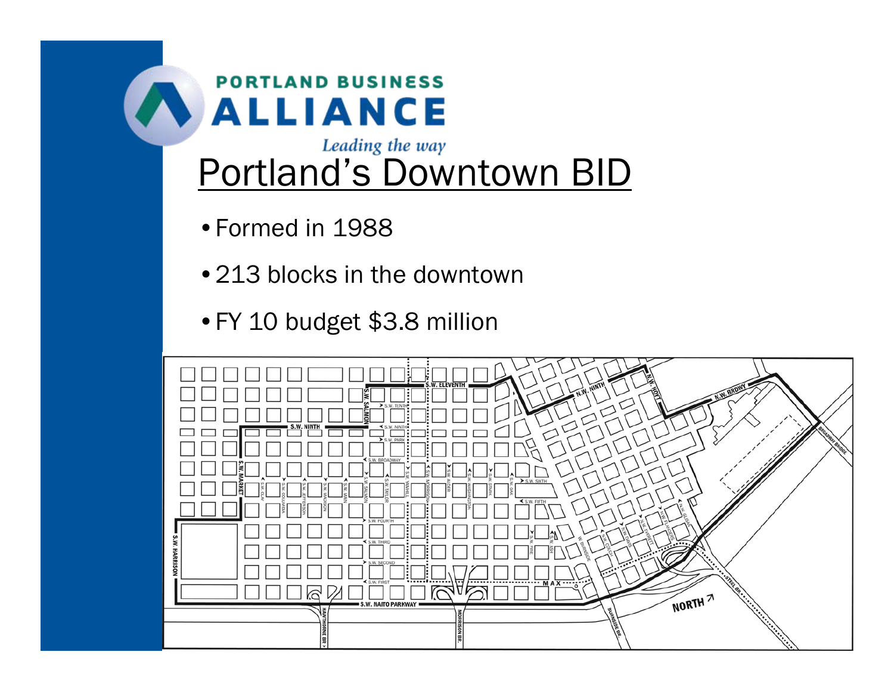# Portland's Downtown BID

- Formed in 1988
- 213 blocks in the downtown
- FY 10 budget $3.8 million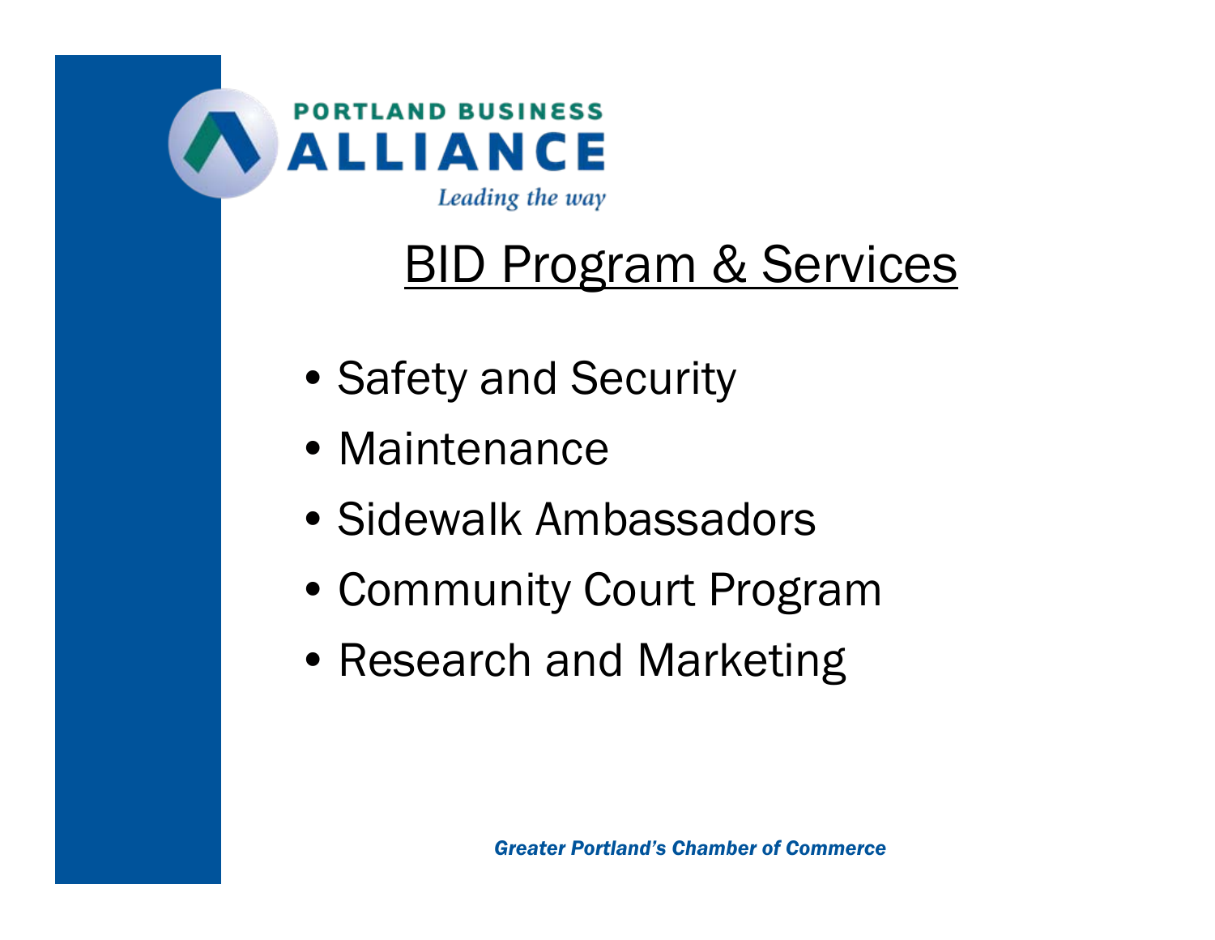PORTLAND BUSINESS ALLIANCE

*Leading the way*

# BID Program & Services

- Safety and Security
- Maintenance
- Sidewalk Ambassadors
- Community Court Program
- Research and Marketing

***Greater Portland's Chamber of Commerce***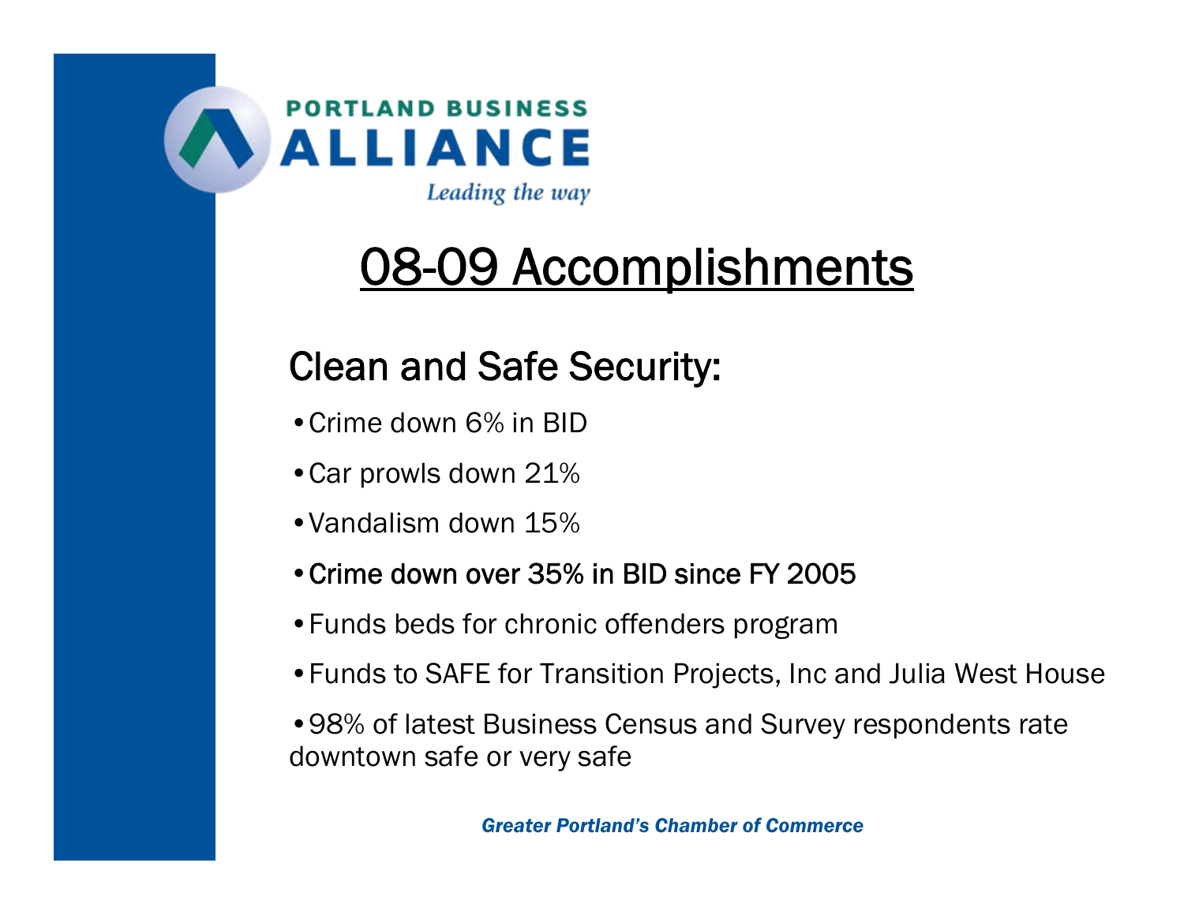PORTLAND BUSINESS ALLIANCE

*Leading the way*

# 08-09 Accomplishments

## Clean and Safe Security:

- Crime down 6% in BID
- Car prowls down 21%
- Vandalism down 15%
- Crime down over 35% in BID since FY 2005
- Funds beds for chronic offenders program
- Funds to SAFE for Transition Projects, Inc and Julia West House
- 98% of latest Business Census and Survey respondents rate downtown safe or very safe

***Greater Portland's Chamber of Commerce***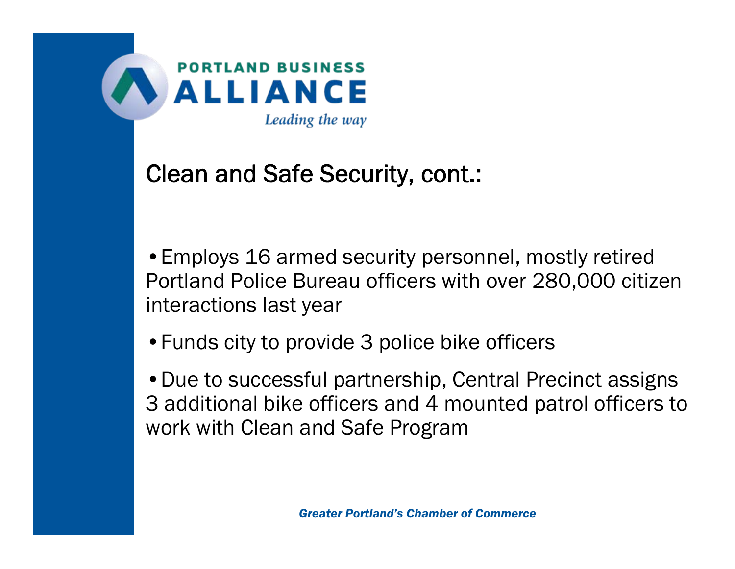PORTLAND BUSINESS
ALLIANCE
*Leading the way*

# Clean and Safe Security, cont.:

- Employs 16 armed security personnel, mostly retired Portland Police Bureau officers with over 280,000 citizen interactions last year
- Funds city to provide 3 police bike officers
- Due to successful partnership, Central Precinct assigns 3 additional bike officers and 4 mounted patrol officers to work with Clean and Safe Program

***Greater Portland's Chamber of Commerce***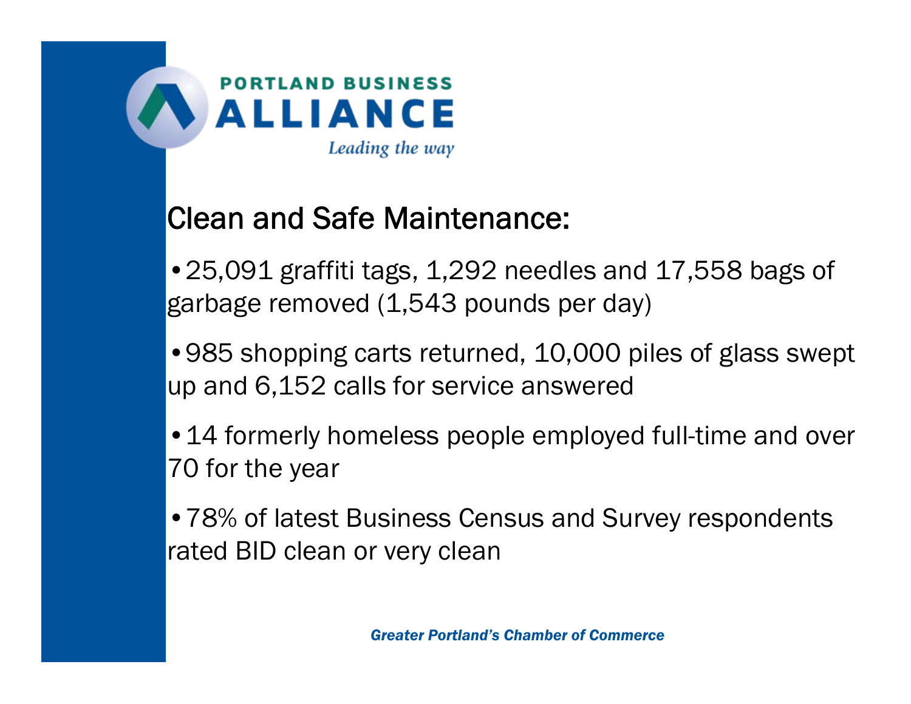PORTLAND BUSINESS

ALLIANCE

*Leading the way*

## Clean and Safe Maintenance:

- 25,091 graffiti tags, 1,292 needles and 17,558 bags of garbage removed (1,543 pounds per day)
- 985 shopping carts returned, 10,000 piles of glass swept up and 6,152 calls for service answered
- 14 formerly homeless people employed full-time and over 70 for the year
- 78% of latest Business Census and Survey respondents rated BID clean or very clean

***Greater Portland's Chamber of Commerce***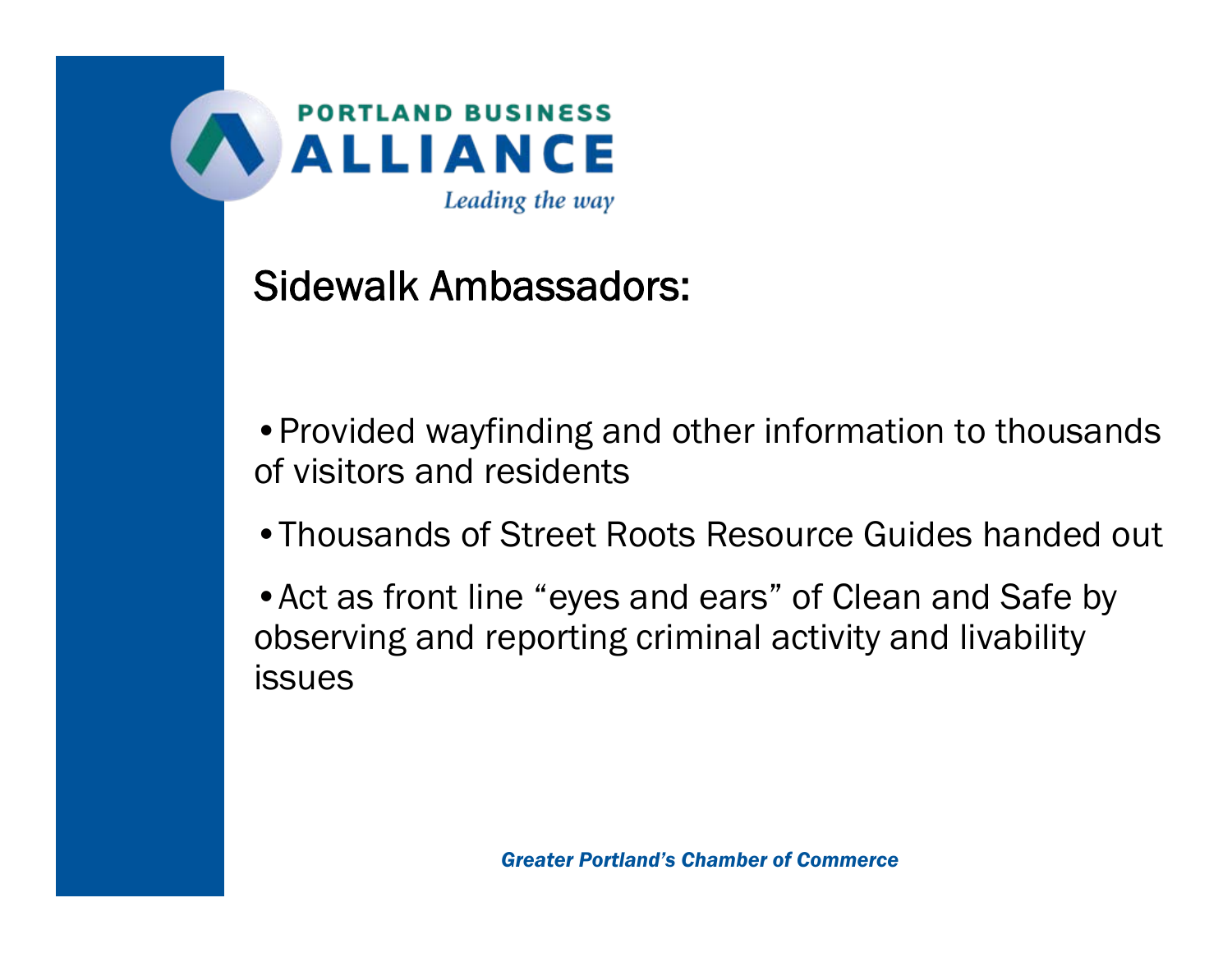PORTLAND BUSINESS ALLIANCE

*Leading the way*

## Sidewalk Ambassadors:

- Provided wayfinding and other information to thousands of visitors and residents
- Thousands of Street Roots Resource Guides handed out
- Act as front line "eyes and ears" of Clean and Safe by observing and reporting criminal activity and livability issues

***Greater Portland's Chamber of Commerce***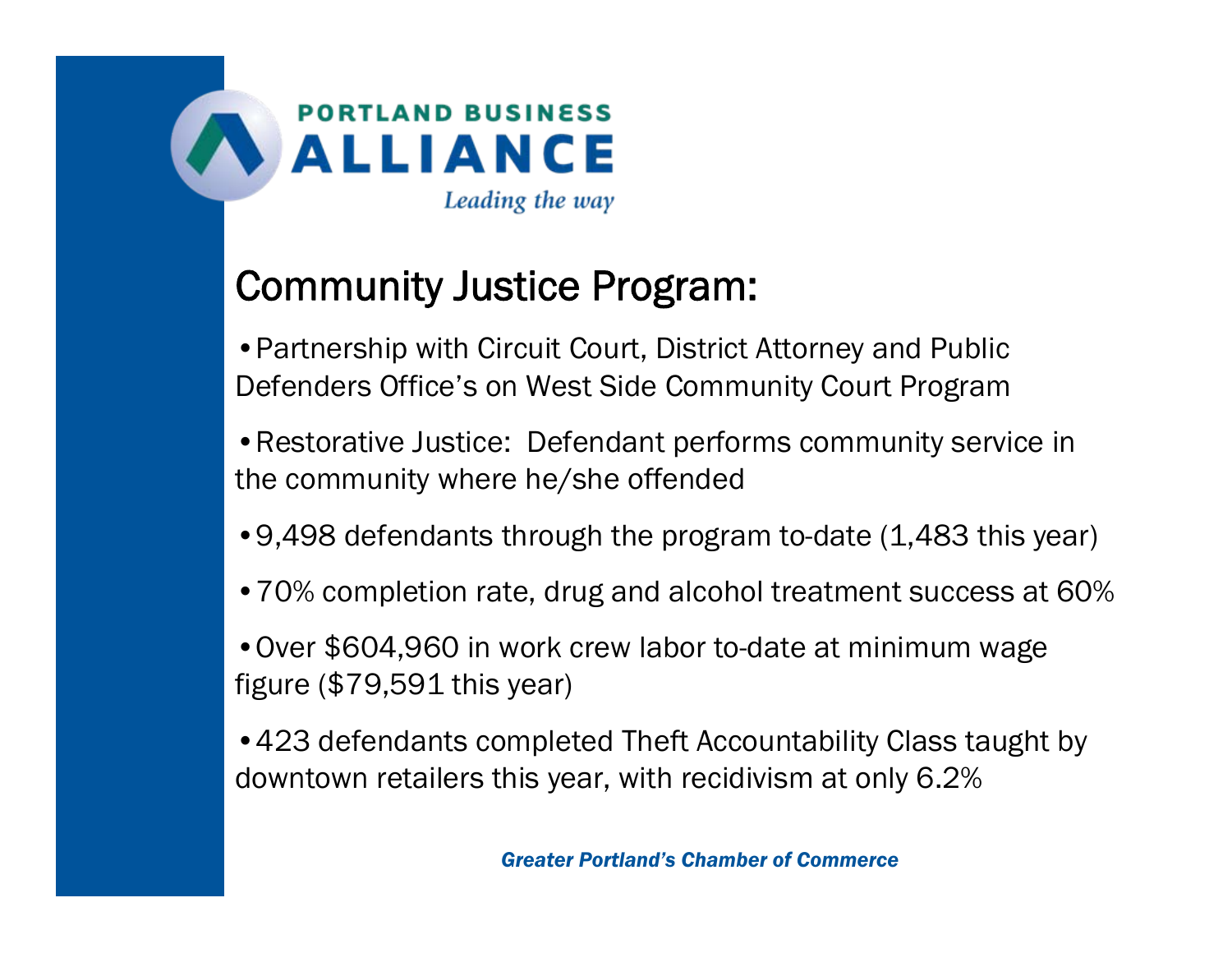PORTLAND BUSINESS ALLIANCE

*Leading the way*

# Community Justice Program:

- Partnership with Circuit Court, District Attorney and Public Defenders Office's on West Side Community Court Program
- Restorative Justice: Defendant performs community service in the community where he/she offended
- 9,498 defendants through the program to-date (1,483 this year)
- 70% completion rate, drug and alcohol treatment success at 60%
- Over $604,960 in work crew labor to-date at minimum wage figure ($79,591 this year)
- 423 defendants completed Theft Accountability Class taught by downtown retailers this year, with recidivism at only 6.2%

***Greater Portland's Chamber of Commerce***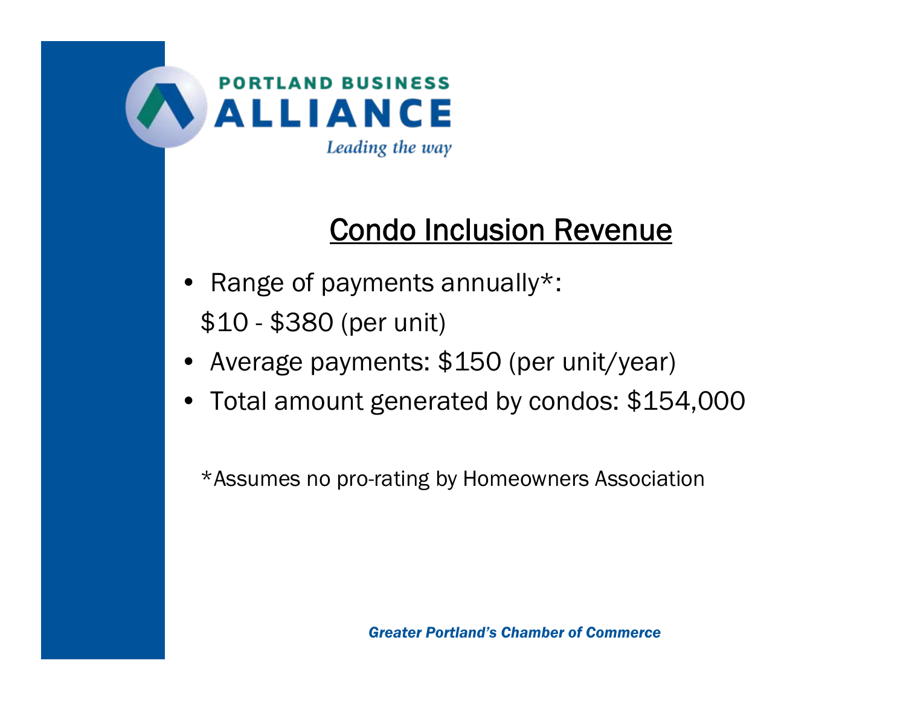PORTLAND BUSINESS

ALLIANCE

*Leading the way*

## Condo Inclusion Revenue

- Range of payments annually*:
  $10 - $380 (per unit)
- Average payments: $150 (per unit/year)
- Total amount generated by condos: $154,000

*Assumes no pro-rating by Homeowners Association

***Greater Portland's Chamber of Commerce***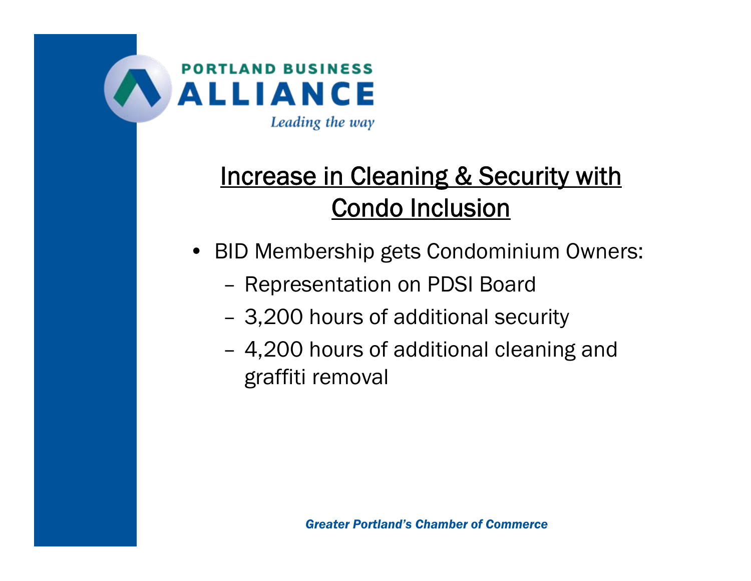PORTLAND BUSINESS ALLIANCE

*Leading the way*

## Increase in Cleaning & Security with Condo Inclusion

- BID Membership gets Condominium Owners:
  - Representation on PDSI Board
  - 3,200 hours of additional security
  - 4,200 hours of additional cleaning and graffiti removal

***Greater Portland's Chamber of Commerce***